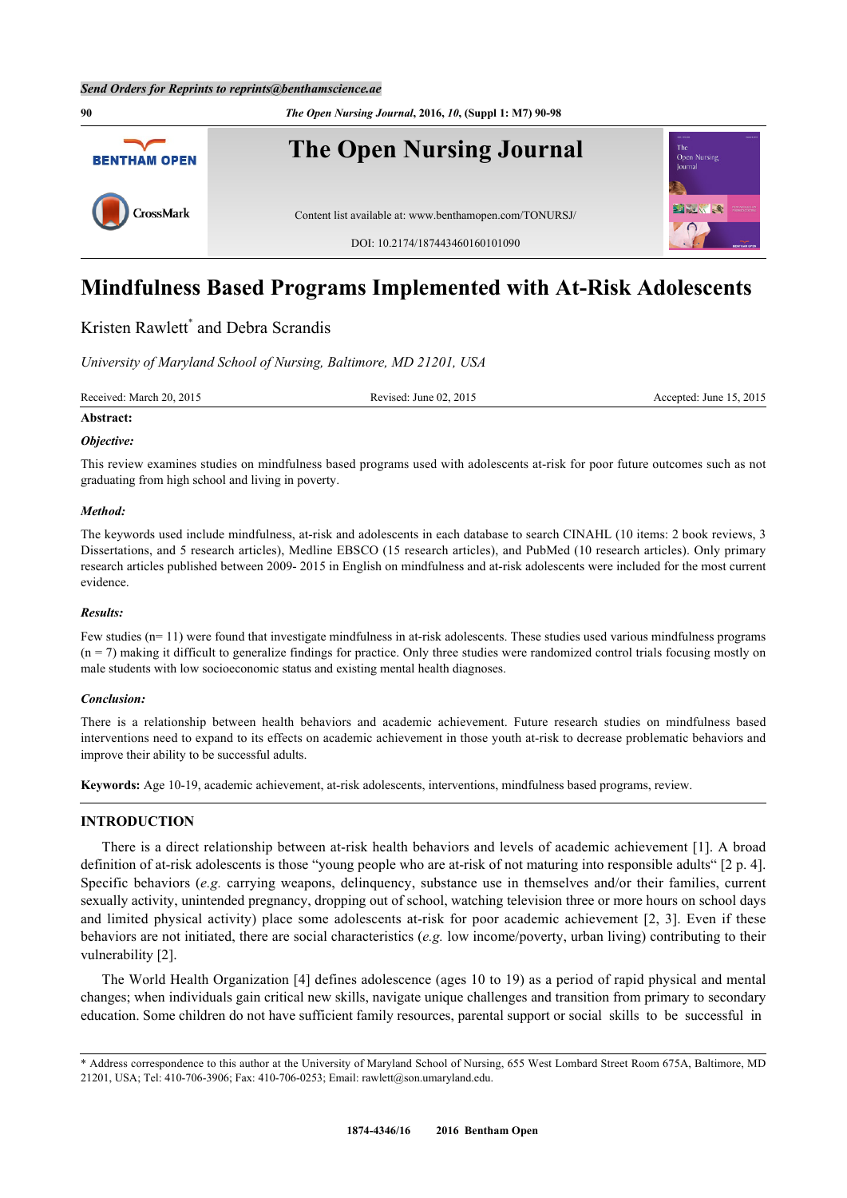# Mindfulness Based Programs Implemented with At-Risk Adolescents

Kristen Rawlett* and Debra Scrandis

*University of Maryland School of Nursing, Baltimore, MD 21201, USA*

Received: March 20, 2015 Revised: June 02, 2015 Accepted: June 15, 2015

**Abstract:**

***Objective:***

This review examines studies on mindfulness based programs used with adolescents at-risk for poor future outcomes such as not graduating from high school and living in poverty.

***Method:***

The keywords used include mindfulness, at-risk and adolescents in each database to search CINAHL (10 items: 2 book reviews, 3 Dissertations, and 5 research articles), Medline EBSCO (15 research articles), and PubMed (10 research articles). Only primary research articles published between 2009- 2015 in English on mindfulness and at-risk adolescents were included for the most current evidence.

***Results:***

Few studies (n= 11) were found that investigate mindfulness in at-risk adolescents. These studies used various mindfulness programs (n = 7) making it difficult to generalize findings for practice. Only three studies were randomized control trials focusing mostly on male students with low socioeconomic status and existing mental health diagnoses.

***Conclusion:***

There is a relationship between health behaviors and academic achievement. Future research studies on mindfulness based interventions need to expand to its effects on academic achievement in those youth at-risk to decrease problematic behaviors and improve their ability to be successful adults.

**Keywords:** Age 10-19, academic achievement, at-risk adolescents, interventions, mindfulness based programs, review.

## INTRODUCTION

There is a direct relationship between at-risk health behaviors and levels of academic achievement [1]. A broad definition of at-risk adolescents is those "young people who are at-risk of not maturing into responsible adults" [2 p. 4]. Specific behaviors (*e.g.* carrying weapons, delinquency, substance use in themselves and/or their families, current sexually activity, unintended pregnancy, dropping out of school, watching television three or more hours on school days and limited physical activity) place some adolescents at-risk for poor academic achievement [2, 3]. Even if these behaviors are not initiated, there are social characteristics (*e.g.* low income/poverty, urban living) contributing to their vulnerability [2].

The World Health Organization [4] defines adolescence (ages 10 to 19) as a period of rapid physical and mental changes; when individuals gain critical new skills, navigate unique challenges and transition from primary to secondary education. Some children do not have sufficient family resources, parental support or social skills to be successful in

\* Address correspondence to this author at the University of Maryland School of Nursing, 655 West Lombard Street Room 675A, Baltimore, MD 21201, USA; Tel: 410-706-3906; Fax: 410-706-0253; Email: rawlett@son.umaryland.edu.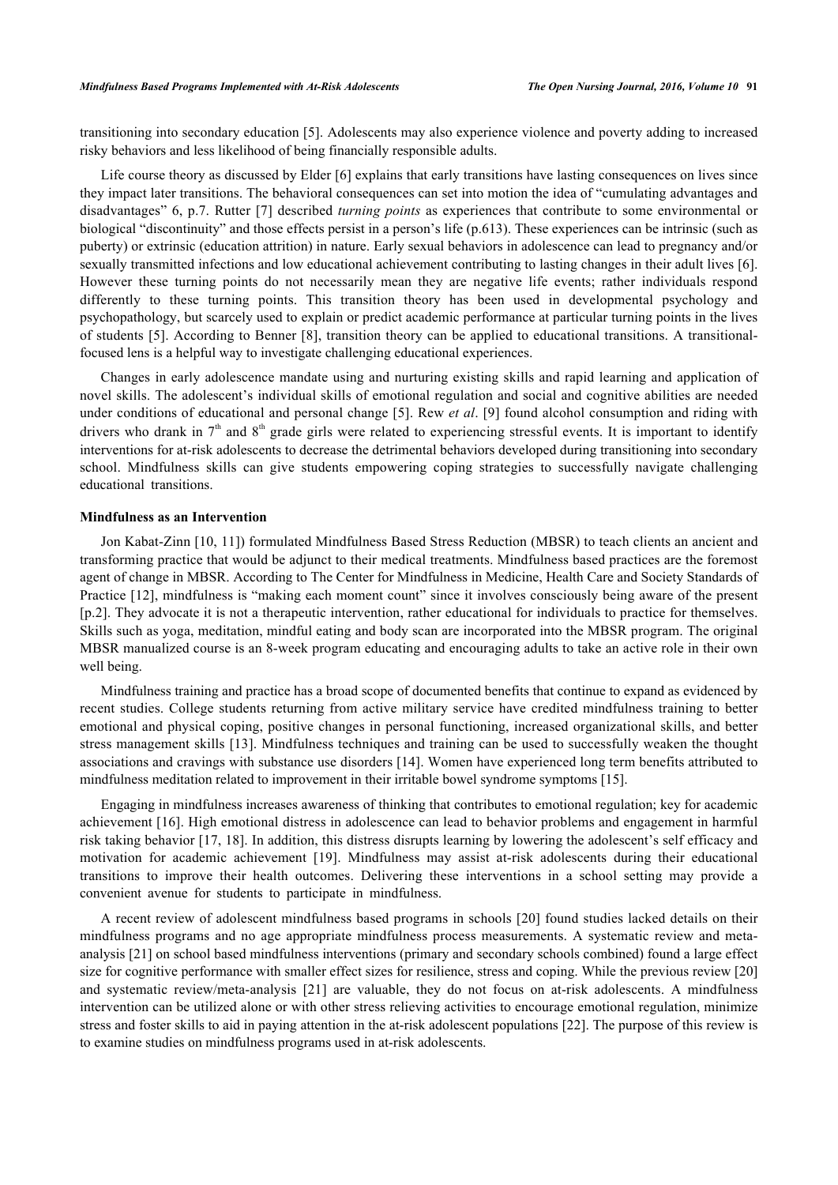transitioning into secondary education [5]. Adolescents may also experience violence and poverty adding to increased risky behaviors and less likelihood of being financially responsible adults.

Life course theory as discussed by Elder [6] explains that early transitions have lasting consequences on lives since they impact later transitions. The behavioral consequences can set into motion the idea of "cumulating advantages and disadvantages" 6, p.7. Rutter [7] described *turning points* as experiences that contribute to some environmental or biological "discontinuity" and those effects persist in a person's life (p.613). These experiences can be intrinsic (such as puberty) or extrinsic (education attrition) in nature. Early sexual behaviors in adolescence can lead to pregnancy and/or sexually transmitted infections and low educational achievement contributing to lasting changes in their adult lives [6]. However these turning points do not necessarily mean they are negative life events; rather individuals respond differently to these turning points. This transition theory has been used in developmental psychology and psychopathology, but scarcely used to explain or predict academic performance at particular turning points in the lives of students [5]. According to Benner [8], transition theory can be applied to educational transitions. A transitional-focused lens is a helpful way to investigate challenging educational experiences.

Changes in early adolescence mandate using and nurturing existing skills and rapid learning and application of novel skills. The adolescent's individual skills of emotional regulation and social and cognitive abilities are needed under conditions of educational and personal change [5]. Rew *et al*. [9] found alcohol consumption and riding with drivers who drank in 7th and 8th grade girls were related to experiencing stressful events. It is important to identify interventions for at-risk adolescents to decrease the detrimental behaviors developed during transitioning into secondary school. Mindfulness skills can give students empowering coping strategies to successfully navigate challenging educational transitions.

### Mindfulness as an Intervention

Jon Kabat-Zinn [10, 11]) formulated Mindfulness Based Stress Reduction (MBSR) to teach clients an ancient and transforming practice that would be adjunct to their medical treatments. Mindfulness based practices are the foremost agent of change in MBSR. According to The Center for Mindfulness in Medicine, Health Care and Society Standards of Practice [12], mindfulness is "making each moment count" since it involves consciously being aware of the present [p.2]. They advocate it is not a therapeutic intervention, rather educational for individuals to practice for themselves. Skills such as yoga, meditation, mindful eating and body scan are incorporated into the MBSR program. The original MBSR manualized course is an 8-week program educating and encouraging adults to take an active role in their own well being.

Mindfulness training and practice has a broad scope of documented benefits that continue to expand as evidenced by recent studies. College students returning from active military service have credited mindfulness training to better emotional and physical coping, positive changes in personal functioning, increased organizational skills, and better stress management skills [13]. Mindfulness techniques and training can be used to successfully weaken the thought associations and cravings with substance use disorders [14]. Women have experienced long term benefits attributed to mindfulness meditation related to improvement in their irritable bowel syndrome symptoms [15].

Engaging in mindfulness increases awareness of thinking that contributes to emotional regulation; key for academic achievement [16]. High emotional distress in adolescence can lead to behavior problems and engagement in harmful risk taking behavior [17, 18]. In addition, this distress disrupts learning by lowering the adolescent's self efficacy and motivation for academic achievement [19]. Mindfulness may assist at-risk adolescents during their educational transitions to improve their health outcomes. Delivering these interventions in a school setting may provide a convenient avenue for students to participate in mindfulness.

A recent review of adolescent mindfulness based programs in schools [20] found studies lacked details on their mindfulness programs and no age appropriate mindfulness process measurements. A systematic review and meta-analysis [21] on school based mindfulness interventions (primary and secondary schools combined) found a large effect size for cognitive performance with smaller effect sizes for resilience, stress and coping. While the previous review [20] and systematic review/meta-analysis [21] are valuable, they do not focus on at-risk adolescents. A mindfulness intervention can be utilized alone or with other stress relieving activities to encourage emotional regulation, minimize stress and foster skills to aid in paying attention in the at-risk adolescent populations [22]. The purpose of this review is to examine studies on mindfulness programs used in at-risk adolescents.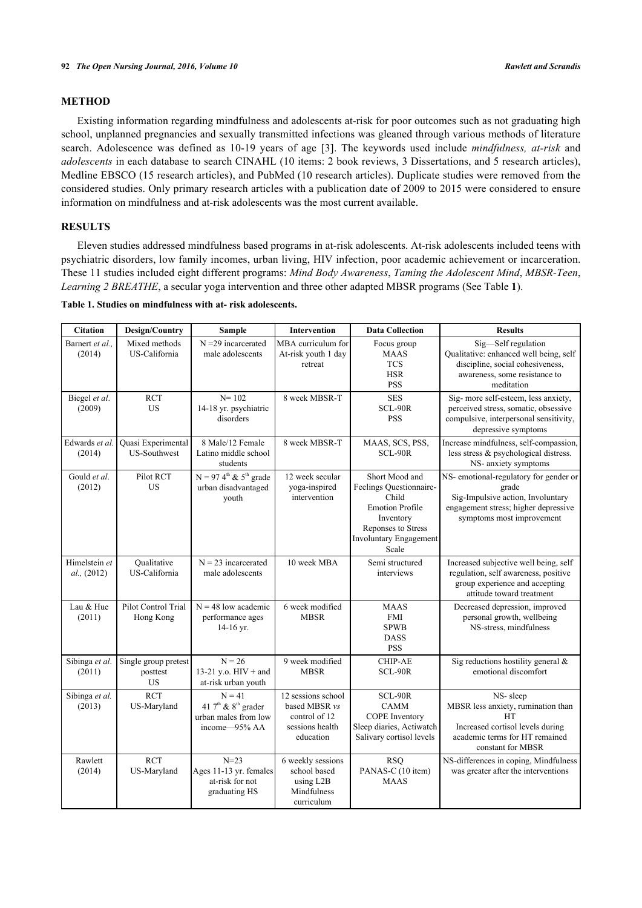## METHOD

Existing information regarding mindfulness and adolescents at-risk for poor outcomes such as not graduating high school, unplanned pregnancies and sexually transmitted infections was gleaned through various methods of literature search. Adolescence was defined as 10-19 years of age [3]. The keywords used include *mindfulness, at-risk* and *adolescents* in each database to search CINAHL (10 items: 2 book reviews, 3 Dissertations, and 5 research articles), Medline EBSCO (15 research articles), and PubMed (10 research articles). Duplicate studies were removed from the considered studies. Only primary research articles with a publication date of 2009 to 2015 were considered to ensure information on mindfulness and at-risk adolescents was the most current available.

## RESULTS

Eleven studies addressed mindfulness based programs in at-risk adolescents. At-risk adolescents included teens with psychiatric disorders, low family incomes, urban living, HIV infection, poor academic achievement or incarceration. These 11 studies included eight different programs: *Mind Body Awareness*, *Taming the Adolescent Mind*, *MBSR-Teen*, *Learning 2 BREATHE*, a secular yoga intervention and three other adapted MBSR programs (See Table **1**).

**Table 1. Studies on mindfulness with at- risk adolescents.**

| Citation | Design/Country | Sample | Intervention | Data Collection | Results |
|---|---|---|---|---|---|
| Barnert *et al.*, (2014) | Mixed methods US-California | N =29 incarcerated male adolescents | MBA curriculum for At-risk youth 1 day retreat | Focus group MAAS TCS HSR PSS | Sig—Self regulation Qualitative: enhanced well being, self discipline, social cohesiveness, awareness, some resistance to meditation |
| Biegel *et al*. (2009) | RCT US | N= 102 14-18 yr. psychiatric disorders | 8 week MBSR-T | SES SCL-90R PSS | Sig- more self-esteem, less anxiety, perceived stress, somatic, obsessive compulsive, interpersonal sensitivity, depressive symptoms |
| Edwards *et al.* (2014) | Quasi Experimental US-Southwest | 8 Male/12 Female Latino middle school students | 8 week MBSR-T | MAAS, SCS, PSS, SCL-90R | Increase mindfulness, self-compassion, less stress & psychological distress. NS- anxiety symptoms |
| Gould *et al*. (2012) | Pilot RCT US | N = 97 4th & 5th grade urban disadvantaged youth | 12 week secular yoga-inspired intervention | Short Mood and Feelings Questionnaire-Child Emotion Profile Inventory Reponses to Stress Involuntary Engagement Scale | NS- emotional-regulatory for gender or grade Sig-Impulsive action, Involuntary engagement stress; higher depressive symptoms most improvement |
| Himelstein *et al.,* (2012) | Qualitative US-California | N = 23 incarcerated male adolescents | 10 week MBA | Semi structured interviews | Increased subjective well being, self regulation, self awareness, positive group experience and accepting attitude toward treatment |
| Lau & Hue (2011) | Pilot Control Trial Hong Kong | N = 48 low academic performance ages 14-16 yr. | 6 week modified MBSR | MAAS FMI SPWB DASS PSS | Decreased depression, improved personal growth, wellbeing NS-stress, mindfulness |
| Sibinga *et al*. (2011) | Single group pretest posttest US | N = 26 13-21 y.o. HIV + and at-risk urban youth | 9 week modified MBSR | CHIP-AE SCL-90R | Sig reductions hostility general & emotional discomfort |
| Sibinga *et al.* (2013) | RCT US-Maryland | N = 41 41 7th & 8th grader urban males from low income—95% AA | 12 sessions school based MBSR *vs* control of 12 sessions health education | SCL-90R CAMM COPE Inventory Sleep diaries, Actiwatch Salivary cortisol levels | NS- sleep MBSR less anxiety, rumination than HT Increased cortisol levels during academic terms for HT remained constant for MBSR |
| Rawlett (2014) | RCT US-Maryland | N=23 Ages 11-13 yr. females at-risk for not graduating HS | 6 weekly sessions school based using L2B Mindfulness curriculum | RSQ PANAS-C (10 item) MAAS | NS-differences in coping, Mindfulness was greater after the interventions |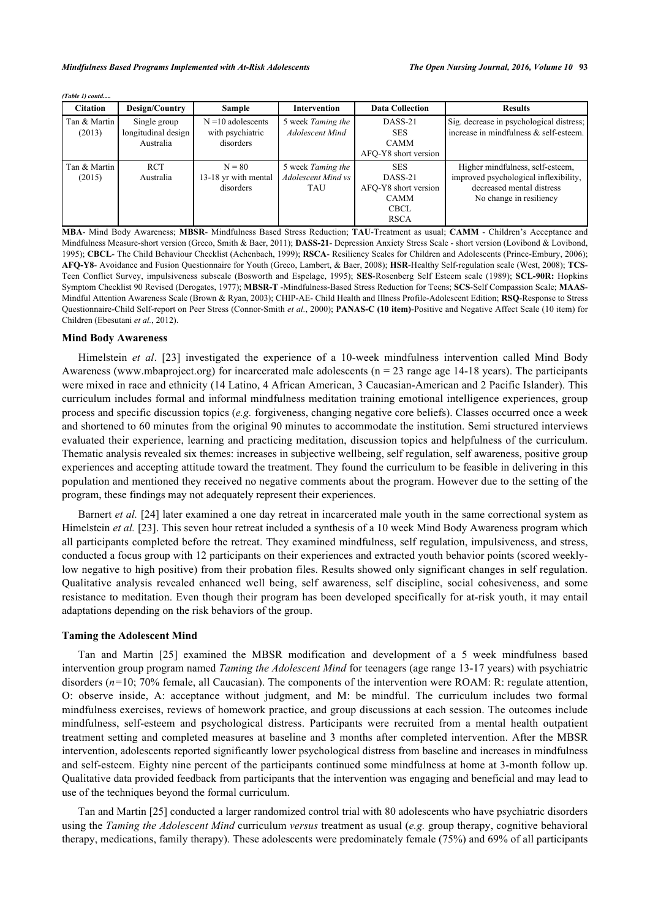*(Table 1) contd.....*

| Citation | Design/Country | Sample | Intervention | Data Collection | Results |
|---|---|---|---|---|---|
| Tan & Martin (2013) | Single group longitudinal design Australia | N =10 adolescents with psychiatric disorders | 5 week *Taming the Adolescent Mind* | DASS-21 SES CAMM AFQ-Y8 short version | Sig. decrease in psychological distress; increase in mindfulness & self-esteem. |
| Tan & Martin (2015) | RCT Australia | N = 80 13-18 yr with mental disorders | 5 week *Taming the Adolescent Mind* vs TAU | SES DASS-21 AFQ-Y8 short version CAMM CBCL RSCA | Higher mindfulness, self-esteem, improved psychological inflexibility, decreased mental distress No change in resiliency |

**MBA**- Mind Body Awareness; **MBSR**- Mindfulness Based Stress Reduction; **TAU**-Treatment as usual; **CAMM** - Children's Acceptance and Mindfulness Measure-short version (Greco, Smith & Baer, 2011); **DASS-21**- Depression Anxiety Stress Scale - short version (Lovibond & Lovibond, 1995); **CBCL**- The Child Behaviour Checklist (Achenbach, 1999); **RSCA**- Resiliency Scales for Children and Adolescents (Prince-Embury, 2006); **AFQ-Y8**- Avoidance and Fusion Questionnaire for Youth (Greco, Lambert, & Baer, 2008); **HSR**-Healthy Self-regulation scale (West, 2008); **TCS**-Teen Conflict Survey, impulsiveness subscale (Bosworth and Espelage, 1995); **SES**-Rosenberg Self Esteem scale (1989); **SCL-90R:** Hopkins Symptom Checklist 90 Revised (Derogates, 1977); **MBSR-T** -Mindfulness-Based Stress Reduction for Teens; **SCS**-Self Compassion Scale; **MAAS**-Mindful Attention Awareness Scale (Brown & Ryan, 2003); CHIP-AE- Child Health and Illness Profile-Adolescent Edition; **RSQ**-Response to Stress Questionnaire-Child Self-report on Peer Stress (Connor-Smith *et al.*, 2000); **PANAS-C (10 item)**-Positive and Negative Affect Scale (10 item) for Children (Ebesutani *et al.*, 2012).

### Mind Body Awareness

Himelstein *et al*. [23] investigated the experience of a 10-week mindfulness intervention called Mind Body Awareness (www.mbaproject.org) for incarcerated male adolescents (n = 23 range age 14-18 years). The participants were mixed in race and ethnicity (14 Latino, 4 African American, 3 Caucasian-American and 2 Pacific Islander). This curriculum includes formal and informal mindfulness meditation training emotional intelligence experiences, group process and specific discussion topics (*e.g.* forgiveness, changing negative core beliefs). Classes occurred once a week and shortened to 60 minutes from the original 90 minutes to accommodate the institution. Semi structured interviews evaluated their experience, learning and practicing meditation, discussion topics and helpfulness of the curriculum. Thematic analysis revealed six themes: increases in subjective wellbeing, self regulation, self awareness, positive group experiences and accepting attitude toward the treatment. They found the curriculum to be feasible in delivering in this population and mentioned they received no negative comments about the program. However due to the setting of the program, these findings may not adequately represent their experiences.

Barnert *et al.* [24] later examined a one day retreat in incarcerated male youth in the same correctional system as Himelstein *et al.* [23]. This seven hour retreat included a synthesis of a 10 week Mind Body Awareness program which all participants completed before the retreat. They examined mindfulness, self regulation, impulsiveness, and stress, conducted a focus group with 12 participants on their experiences and extracted youth behavior points (scored weekly-low negative to high positive) from their probation files. Results showed only significant changes in self regulation. Qualitative analysis revealed enhanced well being, self awareness, self discipline, social cohesiveness, and some resistance to meditation. Even though their program has been developed specifically for at-risk youth, it may entail adaptations depending on the risk behaviors of the group.

### Taming the Adolescent Mind

Tan and Martin [25] examined the MBSR modification and development of a 5 week mindfulness based intervention group program named *Taming the Adolescent Mind* for teenagers (age range 13-17 years) with psychiatric disorders (*n=*10; 70% female, all Caucasian). The components of the intervention were ROAM: R: regulate attention, O: observe inside, A: acceptance without judgment, and M: be mindful. The curriculum includes two formal mindfulness exercises, reviews of homework practice, and group discussions at each session. The outcomes include mindfulness, self-esteem and psychological distress. Participants were recruited from a mental health outpatient treatment setting and completed measures at baseline and 3 months after completed intervention. After the MBSR intervention, adolescents reported significantly lower psychological distress from baseline and increases in mindfulness and self-esteem. Eighty nine percent of the participants continued some mindfulness at home at 3-month follow up. Qualitative data provided feedback from participants that the intervention was engaging and beneficial and may lead to use of the techniques beyond the formal curriculum.

Tan and Martin [25] conducted a larger randomized control trial with 80 adolescents who have psychiatric disorders using the *Taming the Adolescent Mind* curriculum *versus* treatment as usual (*e.g.* group therapy, cognitive behavioral therapy, medications, family therapy). These adolescents were predominately female (75%) and 69% of all participants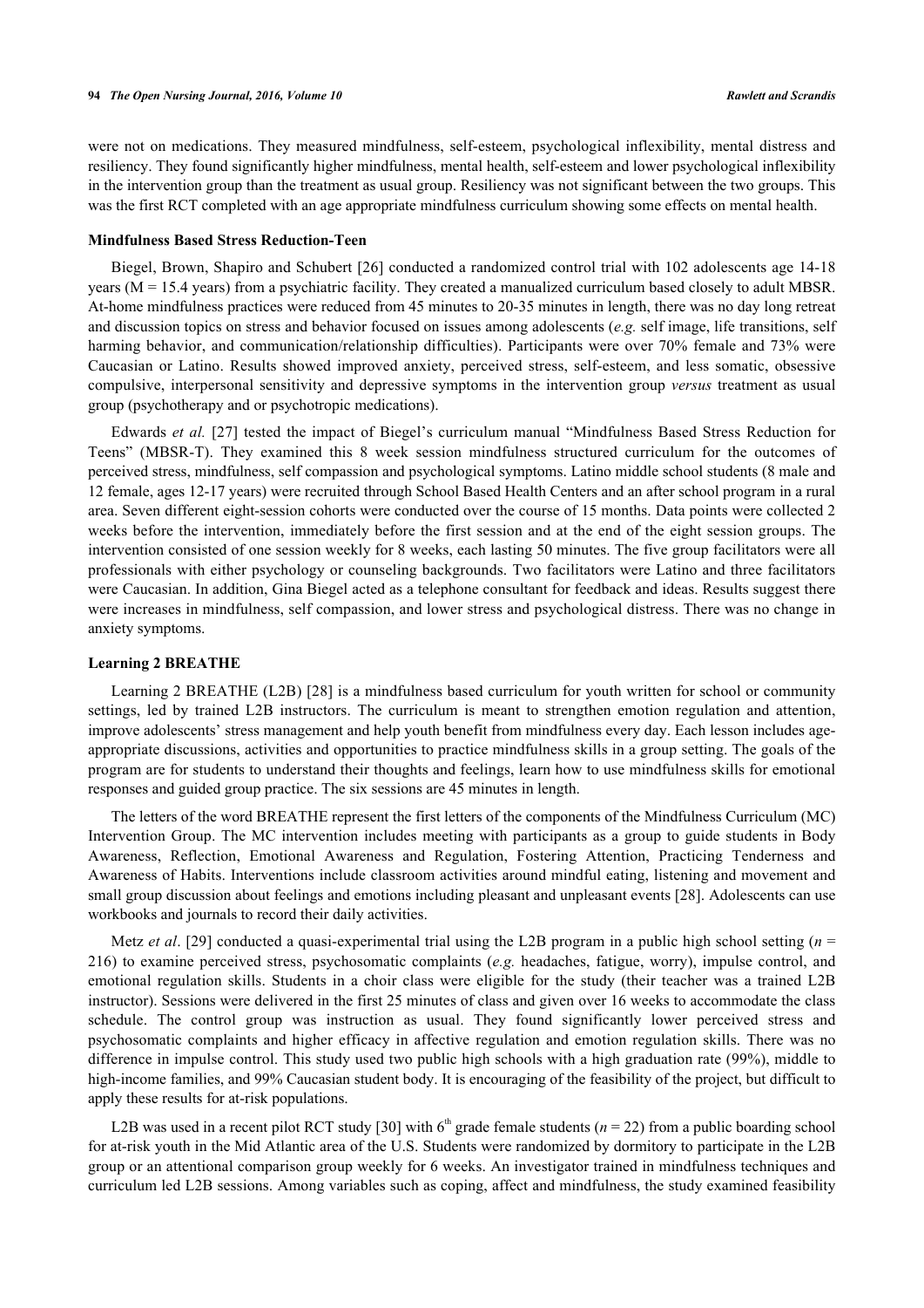were not on medications. They measured mindfulness, self-esteem, psychological inflexibility, mental distress and resiliency. They found significantly higher mindfulness, mental health, self-esteem and lower psychological inflexibility in the intervention group than the treatment as usual group. Resiliency was not significant between the two groups. This was the first RCT completed with an age appropriate mindfulness curriculum showing some effects on mental health.

### Mindfulness Based Stress Reduction-Teen

Biegel, Brown, Shapiro and Schubert [26] conducted a randomized control trial with 102 adolescents age 14-18 years (M = 15.4 years) from a psychiatric facility. They created a manualized curriculum based closely to adult MBSR. At-home mindfulness practices were reduced from 45 minutes to 20-35 minutes in length, there was no day long retreat and discussion topics on stress and behavior focused on issues among adolescents (*e.g.* self image, life transitions, self harming behavior, and communication/relationship difficulties). Participants were over 70% female and 73% were Caucasian or Latino. Results showed improved anxiety, perceived stress, self-esteem, and less somatic, obsessive compulsive, interpersonal sensitivity and depressive symptoms in the intervention group *versus* treatment as usual group (psychotherapy and or psychotropic medications).

Edwards *et al.* [27] tested the impact of Biegel's curriculum manual "Mindfulness Based Stress Reduction for Teens" (MBSR-T). They examined this 8 week session mindfulness structured curriculum for the outcomes of perceived stress, mindfulness, self compassion and psychological symptoms. Latino middle school students (8 male and 12 female, ages 12-17 years) were recruited through School Based Health Centers and an after school program in a rural area. Seven different eight-session cohorts were conducted over the course of 15 months. Data points were collected 2 weeks before the intervention, immediately before the first session and at the end of the eight session groups. The intervention consisted of one session weekly for 8 weeks, each lasting 50 minutes. The five group facilitators were all professionals with either psychology or counseling backgrounds. Two facilitators were Latino and three facilitators were Caucasian. In addition, Gina Biegel acted as a telephone consultant for feedback and ideas. Results suggest there were increases in mindfulness, self compassion, and lower stress and psychological distress. There was no change in anxiety symptoms.

### Learning 2 BREATHE

Learning 2 BREATHE (L2B) [28] is a mindfulness based curriculum for youth written for school or community settings, led by trained L2B instructors. The curriculum is meant to strengthen emotion regulation and attention, improve adolescents' stress management and help youth benefit from mindfulness every day. Each lesson includes age-appropriate discussions, activities and opportunities to practice mindfulness skills in a group setting. The goals of the program are for students to understand their thoughts and feelings, learn how to use mindfulness skills for emotional responses and guided group practice. The six sessions are 45 minutes in length.

The letters of the word BREATHE represent the first letters of the components of the Mindfulness Curriculum (MC) Intervention Group. The MC intervention includes meeting with participants as a group to guide students in Body Awareness, Reflection, Emotional Awareness and Regulation, Fostering Attention, Practicing Tenderness and Awareness of Habits. Interventions include classroom activities around mindful eating, listening and movement and small group discussion about feelings and emotions including pleasant and unpleasant events [28]. Adolescents can use workbooks and journals to record their daily activities.

Metz *et al*. [29] conducted a quasi-experimental trial using the L2B program in a public high school setting ($n$ = 216) to examine perceived stress, psychosomatic complaints (*e.g.* headaches, fatigue, worry), impulse control, and emotional regulation skills. Students in a choir class were eligible for the study (their teacher was a trained L2B instructor). Sessions were delivered in the first 25 minutes of class and given over 16 weeks to accommodate the class schedule. The control group was instruction as usual. They found significantly lower perceived stress and psychosomatic complaints and higher efficacy in affective regulation and emotion regulation skills. There was no difference in impulse control. This study used two public high schools with a high graduation rate (99%), middle to high-income families, and 99% Caucasian student body. It is encouraging of the feasibility of the project, but difficult to apply these results for at-risk populations.

L2B was used in a recent pilot RCT study [30] with 6th grade female students ($n$ = 22) from a public boarding school for at-risk youth in the Mid Atlantic area of the U.S. Students were randomized by dormitory to participate in the L2B group or an attentional comparison group weekly for 6 weeks. An investigator trained in mindfulness techniques and curriculum led L2B sessions. Among variables such as coping, affect and mindfulness, the study examined feasibility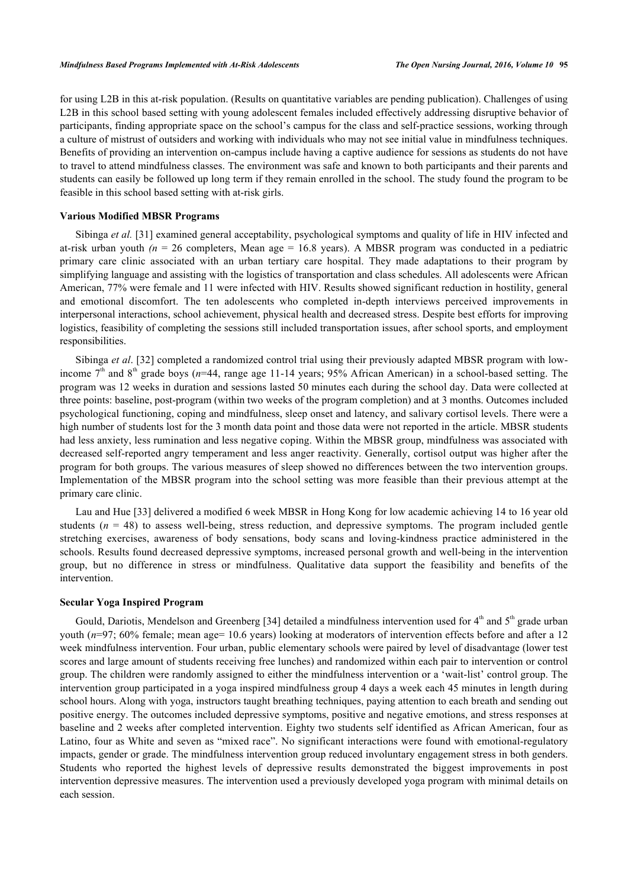for using L2B in this at-risk population. (Results on quantitative variables are pending publication). Challenges of using L2B in this school based setting with young adolescent females included effectively addressing disruptive behavior of participants, finding appropriate space on the school's campus for the class and self-practice sessions, working through a culture of mistrust of outsiders and working with individuals who may not see initial value in mindfulness techniques. Benefits of providing an intervention on-campus include having a captive audience for sessions as students do not have to travel to attend mindfulness classes. The environment was safe and known to both participants and their parents and students can easily be followed up long term if they remain enrolled in the school. The study found the program to be feasible in this school based setting with at-risk girls.

### Various Modified MBSR Programs

Sibinga *et al.* [31] examined general acceptability, psychological symptoms and quality of life in HIV infected and at-risk urban youth *(n* = 26 completers, Mean age = 16.8 years). A MBSR program was conducted in a pediatric primary care clinic associated with an urban tertiary care hospital. They made adaptations to their program by simplifying language and assisting with the logistics of transportation and class schedules. All adolescents were African American, 77% were female and 11 were infected with HIV. Results showed significant reduction in hostility, general and emotional discomfort. The ten adolescents who completed in-depth interviews perceived improvements in interpersonal interactions, school achievement, physical health and decreased stress. Despite best efforts for improving logistics, feasibility of completing the sessions still included transportation issues, after school sports, and employment responsibilities.

Sibinga *et al*. [32] completed a randomized control trial using their previously adapted MBSR program with low-income 7th and 8th grade boys (*n*=44, range age 11-14 years; 95% African American) in a school-based setting. The program was 12 weeks in duration and sessions lasted 50 minutes each during the school day. Data were collected at three points: baseline, post-program (within two weeks of the program completion) and at 3 months. Outcomes included psychological functioning, coping and mindfulness, sleep onset and latency, and salivary cortisol levels. There were a high number of students lost for the 3 month data point and those data were not reported in the article. MBSR students had less anxiety, less rumination and less negative coping. Within the MBSR group, mindfulness was associated with decreased self-reported angry temperament and less anger reactivity. Generally, cortisol output was higher after the program for both groups. The various measures of sleep showed no differences between the two intervention groups. Implementation of the MBSR program into the school setting was more feasible than their previous attempt at the primary care clinic.

Lau and Hue [33] delivered a modified 6 week MBSR in Hong Kong for low academic achieving 14 to 16 year old students (*n* = 48) to assess well-being, stress reduction, and depressive symptoms. The program included gentle stretching exercises, awareness of body sensations, body scans and loving-kindness practice administered in the schools. Results found decreased depressive symptoms, increased personal growth and well-being in the intervention group, but no difference in stress or mindfulness. Qualitative data support the feasibility and benefits of the intervention.

### Secular Yoga Inspired Program

Gould, Dariotis, Mendelson and Greenberg [34] detailed a mindfulness intervention used for 4th and 5th grade urban youth (*n*=97; 60% female; mean age= 10.6 years) looking at moderators of intervention effects before and after a 12 week mindfulness intervention. Four urban, public elementary schools were paired by level of disadvantage (lower test scores and large amount of students receiving free lunches) and randomized within each pair to intervention or control group. The children were randomly assigned to either the mindfulness intervention or a 'wait-list' control group. The intervention group participated in a yoga inspired mindfulness group 4 days a week each 45 minutes in length during school hours. Along with yoga, instructors taught breathing techniques, paying attention to each breath and sending out positive energy. The outcomes included depressive symptoms, positive and negative emotions, and stress responses at baseline and 2 weeks after completed intervention. Eighty two students self identified as African American, four as Latino, four as White and seven as "mixed race". No significant interactions were found with emotional-regulatory impacts, gender or grade. The mindfulness intervention group reduced involuntary engagement stress in both genders. Students who reported the highest levels of depressive results demonstrated the biggest improvements in post intervention depressive measures. The intervention used a previously developed yoga program with minimal details on each session.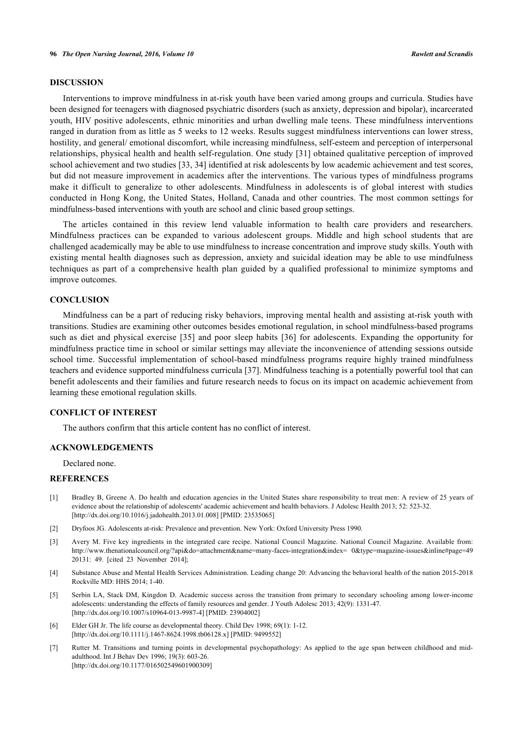## DISCUSSION

Interventions to improve mindfulness in at-risk youth have been varied among groups and curricula. Studies have been designed for teenagers with diagnosed psychiatric disorders (such as anxiety, depression and bipolar), incarcerated youth, HIV positive adolescents, ethnic minorities and urban dwelling male teens. These mindfulness interventions ranged in duration from as little as 5 weeks to 12 weeks. Results suggest mindfulness interventions can lower stress, hostility, and general/ emotional discomfort, while increasing mindfulness, self-esteem and perception of interpersonal relationships, physical health and health self-regulation. One study [31] obtained qualitative perception of improved school achievement and two studies [33, 34] identified at risk adolescents by low academic achievement and test scores, but did not measure improvement in academics after the interventions. The various types of mindfulness programs make it difficult to generalize to other adolescents. Mindfulness in adolescents is of global interest with studies conducted in Hong Kong, the United States, Holland, Canada and other countries. The most common settings for mindfulness-based interventions with youth are school and clinic based group settings.

The articles contained in this review lend valuable information to health care providers and researchers. Mindfulness practices can be expanded to various adolescent groups. Middle and high school students that are challenged academically may be able to use mindfulness to increase concentration and improve study skills. Youth with existing mental health diagnoses such as depression, anxiety and suicidal ideation may be able to use mindfulness techniques as part of a comprehensive health plan guided by a qualified professional to minimize symptoms and improve outcomes.

## CONCLUSION

Mindfulness can be a part of reducing risky behaviors, improving mental health and assisting at-risk youth with transitions. Studies are examining other outcomes besides emotional regulation, in school mindfulness-based programs such as diet and physical exercise [35] and poor sleep habits [36] for adolescents. Expanding the opportunity for mindfulness practice time in school or similar settings may alleviate the inconvenience of attending sessions outside school time. Successful implementation of school-based mindfulness programs require highly trained mindfulness teachers and evidence supported mindfulness curricula [37]. Mindfulness teaching is a potentially powerful tool that can benefit adolescents and their families and future research needs to focus on its impact on academic achievement from learning these emotional regulation skills.

## CONFLICT OF INTEREST

The authors confirm that this article content has no conflict of interest.

## ACKNOWLEDGEMENTS

Declared none.

## REFERENCES

[1] Bradley B, Greene A. Do health and education agencies in the United States share responsibility to treat men: A review of 25 years of evidence about the relationship of adolescents' academic achievement and health behaviors. J Adolesc Health 2013; 52: 523-32. [http://dx.doi.org/10.1016/j.jadohealth.2013.01.008] [PMID: 23535065]

[2] Dryfoos JG. Adolescents at-risk: Prevalence and prevention. New York: Oxford University Press 1990.

[3] Avery M. Five key ingredients in the integrated care recipe. National Council Magazine. National Council Magazine. Available from: http://www.thenationalcouncil.org/?api&do=attachment&name=many-faces-integration&index= 0&type=magazine-issues&inline#page=49 20131: 49. [cited 23 November 2014];

[4] Substance Abuse and Mental Health Services Administration. Leading change 20: Advancing the behavioral health of the nation 2015-2018 Rockville MD: HHS 2014; 1-40.

[5] Serbin LA, Stack DM, Kingdon D. Academic success across the transition from primary to secondary schooling among lower-income adolescents: understanding the effects of family resources and gender. J Youth Adolesc 2013; 42(9): 1331-47. [http://dx.doi.org/10.1007/s10964-013-9987-4] [PMID: 23904002]

[6] Elder GH Jr. The life course as developmental theory. Child Dev 1998; 69(1): 1-12. [http://dx.doi.org/10.1111/j.1467-8624.1998.tb06128.x] [PMID: 9499552]

[7] Rutter M. Transitions and turning points in developmental psychopathology: As applied to the age span between childhood and mid-adulthood. Int J Behav Dev 1996; 19(3): 603-26. [http://dx.doi.org/10.1177/016502549601900309]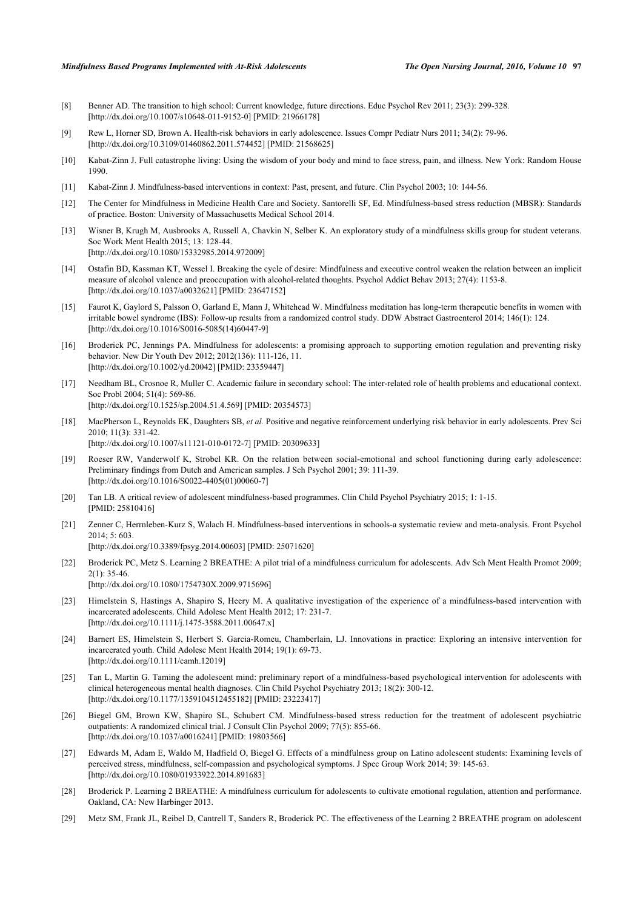[8] Benner AD. The transition to high school: Current knowledge, future directions. Educ Psychol Rev 2011; 23(3): 299-328. [http://dx.doi.org/10.1007/s10648-011-9152-0] [PMID: 21966178]

[9] Rew L, Horner SD, Brown A. Health-risk behaviors in early adolescence. Issues Compr Pediatr Nurs 2011; 34(2): 79-96. [http://dx.doi.org/10.3109/01460862.2011.574452] [PMID: 21568625]

[10] Kabat-Zinn J. Full catastrophe living: Using the wisdom of your body and mind to face stress, pain, and illness. New York: Random House 1990.

[11] Kabat-Zinn J. Mindfulness-based interventions in context: Past, present, and future. Clin Psychol 2003; 10: 144-56.

[12] The Center for Mindfulness in Medicine Health Care and Society. Santorelli SF, Ed. Mindfulness-based stress reduction (MBSR): Standards of practice. Boston: University of Massachusetts Medical School 2014.

[13] Wisner B, Krugh M, Ausbrooks A, Russell A, Chavkin N, Selber K. An exploratory study of a mindfulness skills group for student veterans. Soc Work Ment Health 2015; 13: 128-44. [http://dx.doi.org/10.1080/15332985.2014.972009]

[14] Ostafin BD, Kassman KT, Wessel I. Breaking the cycle of desire: Mindfulness and executive control weaken the relation between an implicit measure of alcohol valence and preoccupation with alcohol-related thoughts. Psychol Addict Behav 2013; 27(4): 1153-8. [http://dx.doi.org/10.1037/a0032621] [PMID: 23647152]

[15] Faurot K, Gaylord S, Palsson O, Garland E, Mann J, Whitehead W. Mindfulness meditation has long-term therapeutic benefits in women with irritable bowel syndrome (IBS): Follow-up results from a randomized control study. DDW Abstract Gastroenterol 2014; 146(1): 124. [http://dx.doi.org/10.1016/S0016-5085(14)60447-9]

[16] Broderick PC, Jennings PA. Mindfulness for adolescents: a promising approach to supporting emotion regulation and preventing risky behavior. New Dir Youth Dev 2012; 2012(136): 111-126, 11. [http://dx.doi.org/10.1002/yd.20042] [PMID: 23359447]

[17] Needham BL, Crosnoe R, Muller C. Academic failure in secondary school: The inter-related role of health problems and educational context. Soc Probl 2004; 51(4): 569-86. [http://dx.doi.org/10.1525/sp.2004.51.4.569] [PMID: 20354573]

[18] MacPherson L, Reynolds EK, Daughters SB, *et al.* Positive and negative reinforcement underlying risk behavior in early adolescents. Prev Sci 2010; 11(3): 331-42. [http://dx.doi.org/10.1007/s11121-010-0172-7] [PMID: 20309633]

[19] Roeser RW, Vanderwolf K, Strobel KR. On the relation between social-emotional and school functioning during early adolescence: Preliminary findings from Dutch and American samples. J Sch Psychol 2001; 39: 111-39. [http://dx.doi.org/10.1016/S0022-4405(01)00060-7]

[20] Tan LB. A critical review of adolescent mindfulness-based programmes. Clin Child Psychol Psychiatry 2015; 1: 1-15. [PMID: 25810416]

[21] Zenner C, Herrnleben-Kurz S, Walach H. Mindfulness-based interventions in schools-a systematic review and meta-analysis. Front Psychol 2014; 5: 603. [http://dx.doi.org/10.3389/fpsyg.2014.00603] [PMID: 25071620]

[22] Broderick PC, Metz S. Learning 2 BREATHE: A pilot trial of a mindfulness curriculum for adolescents. Adv Sch Ment Health Promot 2009; 2(1): 35-46. [http://dx.doi.org/10.1080/1754730X.2009.9715696]

[23] Himelstein S, Hastings A, Shapiro S, Heery M. A qualitative investigation of the experience of a mindfulness-based intervention with incarcerated adolescents. Child Adolesc Ment Health 2012; 17: 231-7. [http://dx.doi.org/10.1111/j.1475-3588.2011.00647.x]

[24] Barnert ES, Himelstein S, Herbert S. Garcia-Romeu, Chamberlain, LJ. Innovations in practice: Exploring an intensive intervention for incarcerated youth. Child Adolesc Ment Health 2014; 19(1): 69-73. [http://dx.doi.org/10.1111/camh.12019]

[25] Tan L, Martin G. Taming the adolescent mind: preliminary report of a mindfulness-based psychological intervention for adolescents with clinical heterogeneous mental health diagnoses. Clin Child Psychol Psychiatry 2013; 18(2): 300-12. [http://dx.doi.org/10.1177/1359104512455182] [PMID: 23223417]

[26] Biegel GM, Brown KW, Shapiro SL, Schubert CM. Mindfulness-based stress reduction for the treatment of adolescent psychiatric outpatients: A randomized clinical trial. J Consult Clin Psychol 2009; 77(5): 855-66. [http://dx.doi.org/10.1037/a0016241] [PMID: 19803566]

[27] Edwards M, Adam E, Waldo M, Hadfield O, Biegel G. Effects of a mindfulness group on Latino adolescent students: Examining levels of perceived stress, mindfulness, self-compassion and psychological symptoms. J Spec Group Work 2014; 39: 145-63. [http://dx.doi.org/10.1080/01933922.2014.891683]

[28] Broderick P. Learning 2 BREATHE: A mindfulness curriculum for adolescents to cultivate emotional regulation, attention and performance. Oakland, CA: New Harbinger 2013.

[29] Metz SM, Frank JL, Reibel D, Cantrell T, Sanders R, Broderick PC. The effectiveness of the Learning 2 BREATHE program on adolescent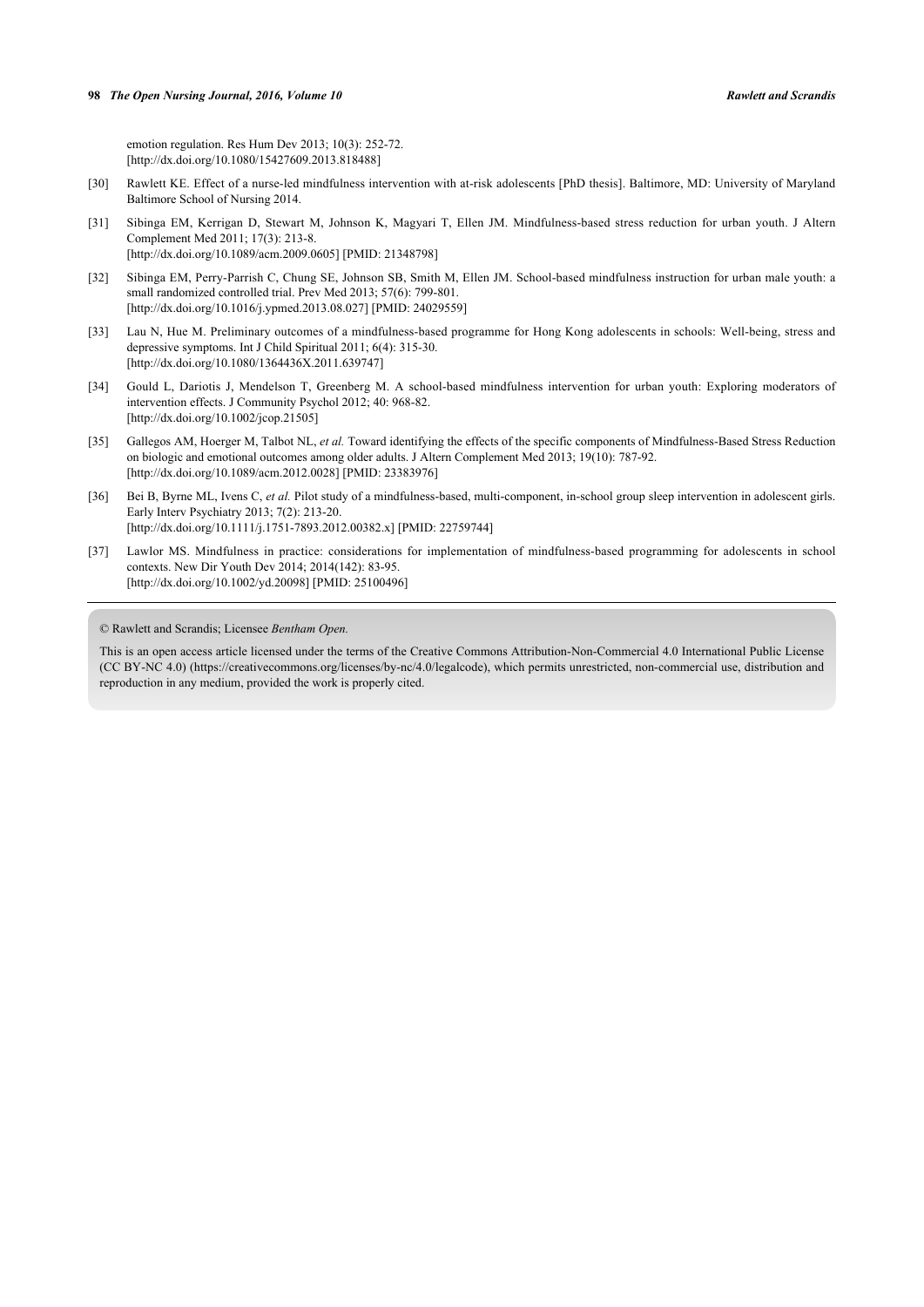emotion regulation. Res Hum Dev 2013; 10(3): 252-72.
[http://dx.doi.org/10.1080/15427609.2013.818488]

[30] Rawlett KE. Effect of a nurse-led mindfulness intervention with at-risk adolescents [PhD thesis]. Baltimore, MD: University of Maryland Baltimore School of Nursing 2014.

[31] Sibinga EM, Kerrigan D, Stewart M, Johnson K, Magyari T, Ellen JM. Mindfulness-based stress reduction for urban youth. J Altern Complement Med 2011; 17(3): 213-8.
[http://dx.doi.org/10.1089/acm.2009.0605] [PMID: 21348798]

[32] Sibinga EM, Perry-Parrish C, Chung SE, Johnson SB, Smith M, Ellen JM. School-based mindfulness instruction for urban male youth: a small randomized controlled trial. Prev Med 2013; 57(6): 799-801.
[http://dx.doi.org/10.1016/j.ypmed.2013.08.027] [PMID: 24029559]

[33] Lau N, Hue M. Preliminary outcomes of a mindfulness-based programme for Hong Kong adolescents in schools: Well-being, stress and depressive symptoms. Int J Child Spiritual 2011; 6(4): 315-30.
[http://dx.doi.org/10.1080/1364436X.2011.639747]

[34] Gould L, Dariotis J, Mendelson T, Greenberg M. A school-based mindfulness intervention for urban youth: Exploring moderators of intervention effects. J Community Psychol 2012; 40: 968-82.
[http://dx.doi.org/10.1002/jcop.21505]

[35] Gallegos AM, Hoerger M, Talbot NL, *et al.* Toward identifying the effects of the specific components of Mindfulness-Based Stress Reduction on biologic and emotional outcomes among older adults. J Altern Complement Med 2013; 19(10): 787-92.
[http://dx.doi.org/10.1089/acm.2012.0028] [PMID: 23383976]

[36] Bei B, Byrne ML, Ivens C, *et al.* Pilot study of a mindfulness-based, multi-component, in-school group sleep intervention in adolescent girls. Early Interv Psychiatry 2013; 7(2): 213-20.
[http://dx.doi.org/10.1111/j.1751-7893.2012.00382.x] [PMID: 22759744]

[37] Lawlor MS. Mindfulness in practice: considerations for implementation of mindfulness-based programming for adolescents in school contexts. New Dir Youth Dev 2014; 2014(142): 83-95.
[http://dx.doi.org/10.1002/yd.20098] [PMID: 25100496]

---

© Rawlett and Scrandis; Licensee *Bentham Open.*

This is an open access article licensed under the terms of the Creative Commons Attribution-Non-Commercial 4.0 International Public License (CC BY-NC 4.0) (https://creativecommons.org/licenses/by-nc/4.0/legalcode), which permits unrestricted, non-commercial use, distribution and reproduction in any medium, provided the work is properly cited.